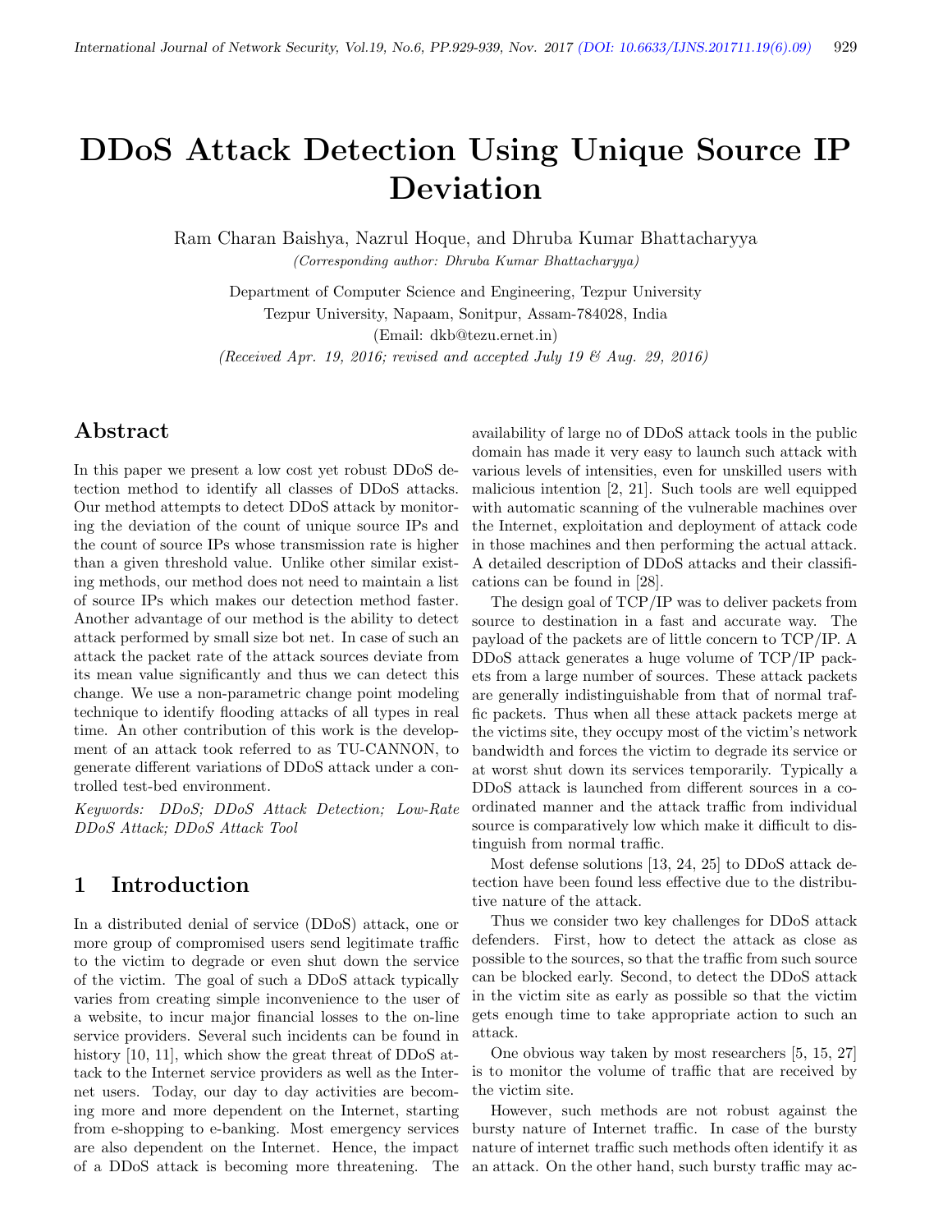# DDoS Attack Detection Using Unique Source IP Deviation

Ram Charan Baishya, Nazrul Hoque, and Dhruba Kumar Bhattacharyya

*(Corresponding author: Dhruba Kumar Bhattacharyya)*

Department of Computer Science and Engineering, Tezpur University

Tezpur University, Napaam, Sonitpur, Assam-784028, India

(Email: dkb@tezu.ernet.in)

*(Received Apr. 19, 2016; revised and accepted July 19 & Aug. 29, 2016)*

## Abstract

In this paper we present a low cost yet robust DDoS detection method to identify all classes of DDoS attacks. Our method attempts to detect DDoS attack by monitoring the deviation of the count of unique source IPs and the count of source IPs whose transmission rate is higher than a given threshold value. Unlike other similar existing methods, our method does not need to maintain a list of source IPs which makes our detection method faster. Another advantage of our method is the ability to detect attack performed by small size bot net. In case of such an attack the packet rate of the attack sources deviate from its mean value significantly and thus we can detect this change. We use a non-parametric change point modeling technique to identify flooding attacks of all types in real time. An other contribution of this work is the development of an attack took referred to as TU-CANNON, to generate different variations of DDoS attack under a controlled test-bed environment.

*Keywords: DDoS; DDoS Attack Detection; Low-Rate DDoS Attack; DDoS Attack Tool*

## 1 Introduction

In a distributed denial of service (DDoS) attack, one or more group of compromised users send legitimate traffic to the victim to degrade or even shut down the service of the victim. The goal of such a DDoS attack typically varies from creating simple inconvenience to the user of a website, to incur major financial losses to the on-line service providers. Several such incidents can be found in history [10, 11], which show the great threat of DDoS attack to the Internet service providers as well as the Internet users. Today, our day to day activities are becoming more and more dependent on the Internet, starting from e-shopping to e-banking. Most emergency services are also dependent on the Internet. Hence, the impact of a DDoS attack is becoming more threatening. The availability of large no of DDoS attack tools in the public domain has made it very easy to launch such attack with various levels of intensities, even for unskilled users with malicious intention [2, 21]. Such tools are well equipped with automatic scanning of the vulnerable machines over the Internet, exploitation and deployment of attack code in those machines and then performing the actual attack. A detailed description of DDoS attacks and their classifications can be found in [28].

The design goal of TCP/IP was to deliver packets from source to destination in a fast and accurate way. The payload of the packets are of little concern to TCP/IP. A DDoS attack generates a huge volume of TCP/IP packets from a large number of sources. These attack packets are generally indistinguishable from that of normal traffic packets. Thus when all these attack packets merge at the victims site, they occupy most of the victim's network bandwidth and forces the victim to degrade its service or at worst shut down its services temporarily. Typically a DDoS attack is launched from different sources in a coordinated manner and the attack traffic from individual source is comparatively low which make it difficult to distinguish from normal traffic.

Most defense solutions [13, 24, 25] to DDoS attack detection have been found less effective due to the distributive nature of the attack.

Thus we consider two key challenges for DDoS attack defenders. First, how to detect the attack as close as possible to the sources, so that the traffic from such source can be blocked early. Second, to detect the DDoS attack in the victim site as early as possible so that the victim gets enough time to take appropriate action to such an attack.

One obvious way taken by most researchers [5, 15, 27] is to monitor the volume of traffic that are received by the victim site.

However, such methods are not robust against the bursty nature of Internet traffic. In case of the bursty nature of internet traffic such methods often identify it as an attack. On the other hand, such bursty traffic may ac-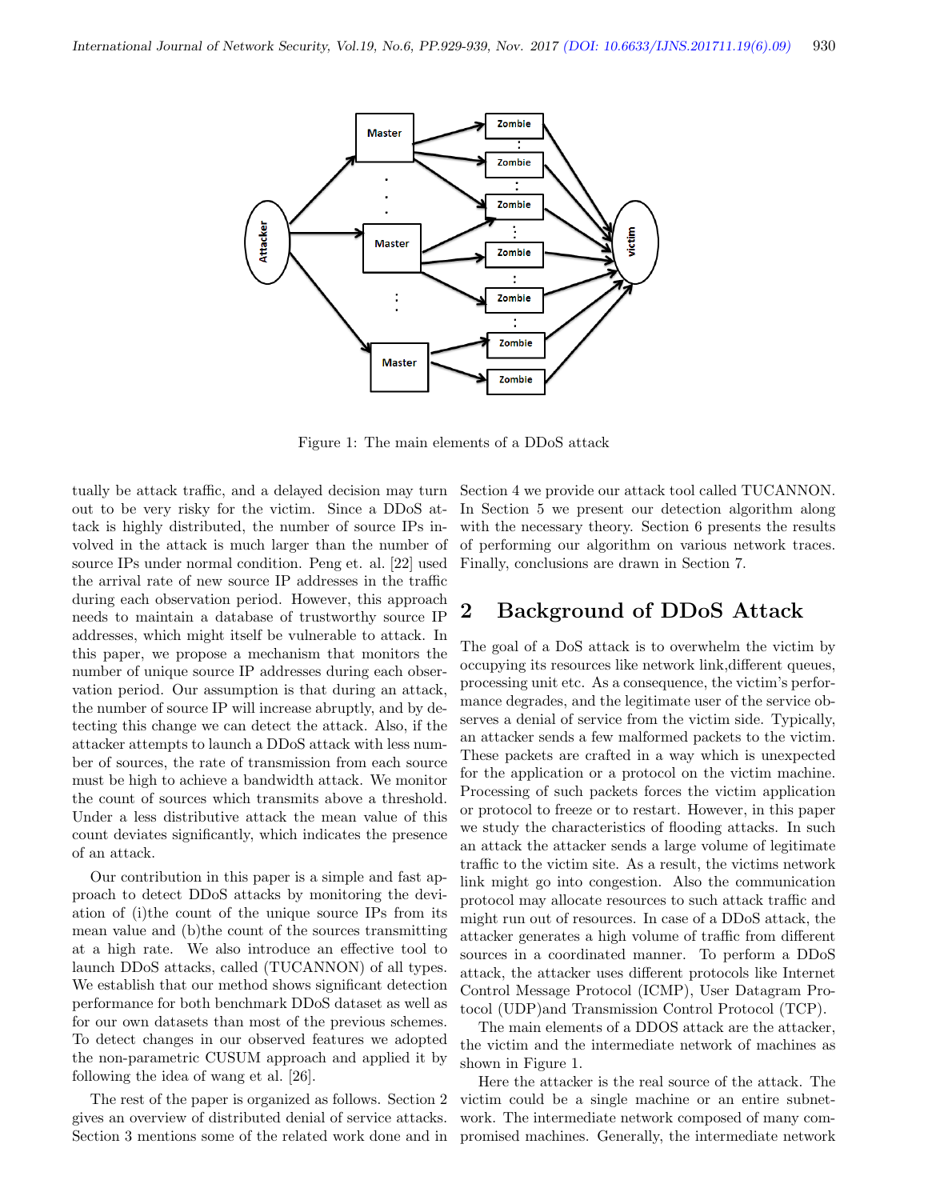Figure 1: The main elements of a DDoS attack

tually be attack traffic, and a delayed decision may turn out to be very risky for the victim. Since a DDoS attack is highly distributed, the number of source IPs involved in the attack is much larger than the number of source IPs under normal condition. Peng et. al. [22] used the arrival rate of new source IP addresses in the traffic during each observation period. However, this approach needs to maintain a database of trustworthy source IP addresses, which might itself be vulnerable to attack. In this paper, we propose a mechanism that monitors the number of unique source IP addresses during each observation period. Our assumption is that during an attack, the number of source IP will increase abruptly, and by detecting this change we can detect the attack. Also, if the attacker attempts to launch a DDoS attack with less number of sources, the rate of transmission from each source must be high to achieve a bandwidth attack. We monitor the count of sources which transmits above a threshold. Under a less distributive attack the mean value of this count deviates significantly, which indicates the presence of an attack.

Our contribution in this paper is a simple and fast approach to detect DDoS attacks by monitoring the deviation of (i)the count of the unique source IPs from its mean value and (b)the count of the sources transmitting at a high rate. We also introduce an effective tool to launch DDoS attacks, called (TUCANNON) of all types. We establish that our method shows significant detection performance for both benchmark DDoS dataset as well as for our own datasets than most of the previous schemes. To detect changes in our observed features we adopted the non-parametric CUSUM approach and applied it by following the idea of wang et al. [26].

The rest of the paper is organized as follows. Section 2 gives an overview of distributed denial of service attacks. Section 3 mentions some of the related work done and in Section 4 we provide our attack tool called TUCANNON. In Section 5 we present our detection algorithm along with the necessary theory. Section 6 presents the results of performing our algorithm on various network traces. Finally, conclusions are drawn in Section 7.

## 2 Background of DDoS Attack

The goal of a DoS attack is to overwhelm the victim by occupying its resources like network link,different queues, processing unit etc. As a consequence, the victim's performance degrades, and the legitimate user of the service observes a denial of service from the victim side. Typically, an attacker sends a few malformed packets to the victim. These packets are crafted in a way which is unexpected for the application or a protocol on the victim machine. Processing of such packets forces the victim application or protocol to freeze or to restart. However, in this paper we study the characteristics of flooding attacks. In such an attack the attacker sends a large volume of legitimate traffic to the victim site. As a result, the victims network link might go into congestion. Also the communication protocol may allocate resources to such attack traffic and might run out of resources. In case of a DDoS attack, the attacker generates a high volume of traffic from different sources in a coordinated manner. To perform a DDoS attack, the attacker uses different protocols like Internet Control Message Protocol (ICMP), User Datagram Protocol (UDP)and Transmission Control Protocol (TCP).

The main elements of a DDOS attack are the attacker, the victim and the intermediate network of machines as shown in Figure 1.

Here the attacker is the real source of the attack. The victim could be a single machine or an entire subnetwork. The intermediate network composed of many compromised machines. Generally, the intermediate network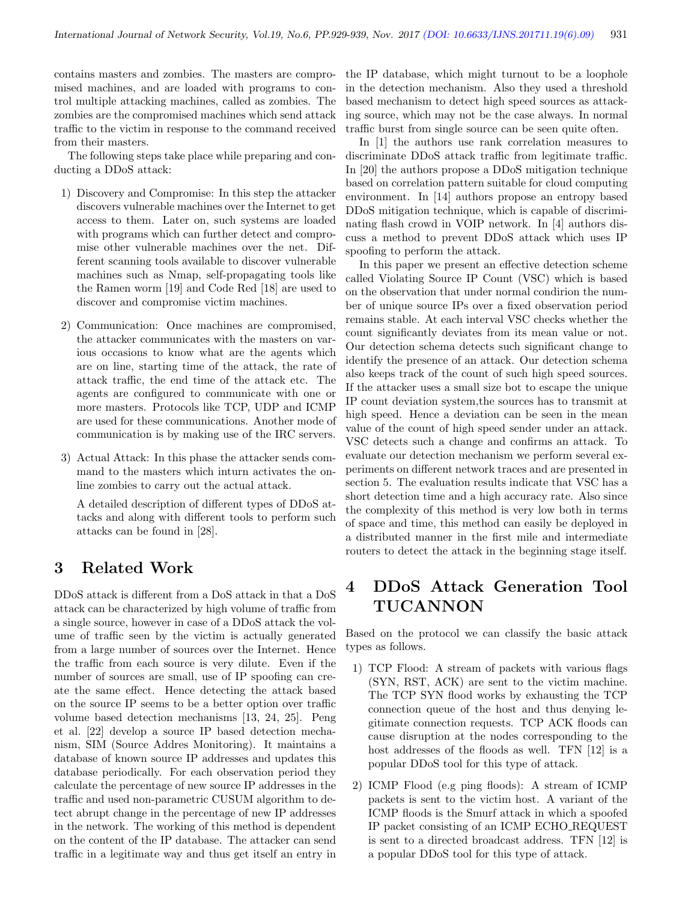contains masters and zombies. The masters are compromised machines, and are loaded with programs to control multiple attacking machines, called as zombies. The zombies are the compromised machines which send attack traffic to the victim in response to the command received from their masters.

The following steps take place while preparing and conducting a DDoS attack:

1) Discovery and Compromise: In this step the attacker discovers vulnerable machines over the Internet to get access to them. Later on, such systems are loaded with programs which can further detect and compromise other vulnerable machines over the net. Different scanning tools available to discover vulnerable machines such as Nmap, self-propagating tools like the Ramen worm [19] and Code Red [18] are used to discover and compromise victim machines.

2) Communication: Once machines are compromised, the attacker communicates with the masters on various occasions to know what are the agents which are on line, starting time of the attack, the rate of attack traffic, the end time of the attack etc. The agents are configured to communicate with one or more masters. Protocols like TCP, UDP and ICMP are used for these communications. Another mode of communication is by making use of the IRC servers.

3) Actual Attack: In this phase the attacker sends command to the masters which inturn activates the online zombies to carry out the actual attack.

   A detailed description of different types of DDoS attacks and along with different tools to perform such attacks can be found in [28].

# 3 Related Work

DDoS attack is different from a DoS attack in that a DoS attack can be characterized by high volume of traffic from a single source, however in case of a DDoS attack the volume of traffic seen by the victim is actually generated from a large number of sources over the Internet. Hence the traffic from each source is very dilute. Even if the number of sources are small, use of IP spoofing can create the same effect. Hence detecting the attack based on the source IP seems to be a better option over traffic volume based detection mechanisms [13, 24, 25]. Peng et al. [22] develop a source IP based detection mechanism, SIM (Source Addres Monitoring). It maintains a database of known source IP addresses and updates this database periodically. For each observation period they calculate the percentage of new source IP addresses in the traffic and used non-parametric CUSUM algorithm to detect abrupt change in the percentage of new IP addresses in the network. The working of this method is dependent on the content of the IP database. The attacker can send traffic in a legitimate way and thus get itself an entry in the IP database, which might turnout to be a loophole in the detection mechanism. Also they used a threshold based mechanism to detect high speed sources as attacking source, which may not be the case always. In normal traffic burst from single source can be seen quite often.

In [1] the authors use rank correlation measures to discriminate DDoS attack traffic from legitimate traffic. In [20] the authors propose a DDoS mitigation technique based on correlation pattern suitable for cloud computing environment. In [14] authors propose an entropy based DDoS mitigation technique, which is capable of discriminating flash crowd in VOIP network. In [4] authors discuss a method to prevent DDoS attack which uses IP spoofing to perform the attack.

In this paper we present an effective detection scheme called Violating Source IP Count (VSC) which is based on the observation that under normal condirion the number of unique source IPs over a fixed observation period remains stable. At each interval VSC checks whether the count significantly deviates from its mean value or not. Our detection schema detects such significant change to identify the presence of an attack. Our detection schema also keeps track of the count of such high speed sources. If the attacker uses a small size bot to escape the unique IP count deviation system,the sources has to transmit at high speed. Hence a deviation can be seen in the mean value of the count of high speed sender under an attack. VSC detects such a change and confirms an attack. To evaluate our detection mechanism we perform several experiments on different network traces and are presented in section 5. The evaluation results indicate that VSC has a short detection time and a high accuracy rate. Also since the complexity of this method is very low both in terms of space and time, this method can easily be deployed in a distributed manner in the first mile and intermediate routers to detect the attack in the beginning stage itself.

# 4 DDoS Attack Generation Tool TUCANNON

Based on the protocol we can classify the basic attack types as follows.

1) TCP Flood: A stream of packets with various flags (SYN, RST, ACK) are sent to the victim machine. The TCP SYN flood works by exhausting the TCP connection queue of the host and thus denying legitimate connection requests. TCP ACK floods can cause disruption at the nodes corresponding to the host addresses of the floods as well. TFN [12] is a popular DDoS tool for this type of attack.

2) ICMP Flood (e.g ping floods): A stream of ICMP packets is sent to the victim host. A variant of the ICMP floods is the Smurf attack in which a spoofed IP packet consisting of an ICMP ECHO_REQUEST is sent to a directed broadcast address. TFN [12] is a popular DDoS tool for this type of attack.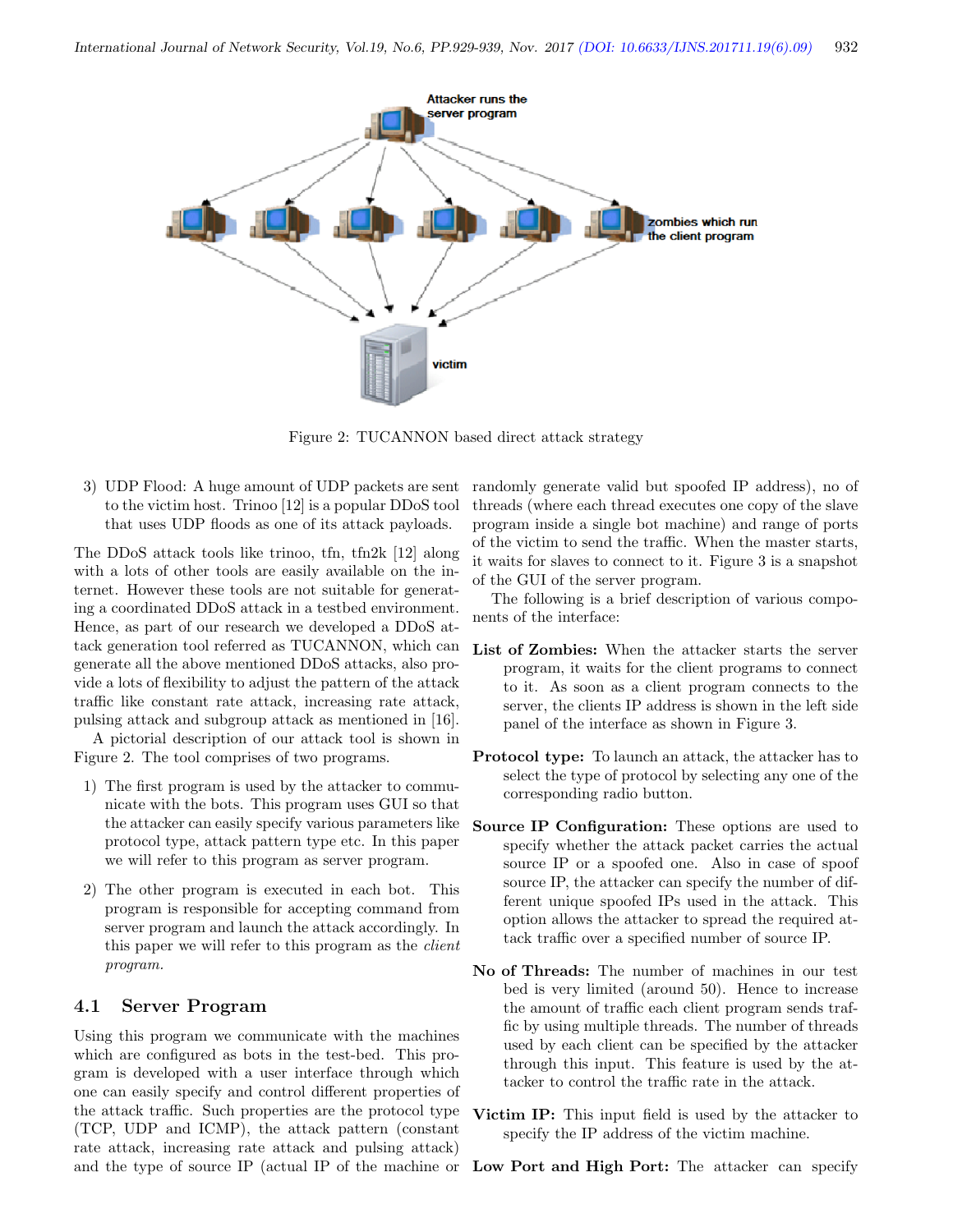Figure 2: TUCANNON based direct attack strategy

3) UDP Flood: A huge amount of UDP packets are sent to the victim host. Trinoo [12] is a popular DDoS tool that uses UDP floods as one of its attack payloads.

The DDoS attack tools like trinoo, tfn, tfn2k [12] along with a lots of other tools are easily available on the internet. However these tools are not suitable for generating a coordinated DDoS attack in a testbed environment. Hence, as part of our research we developed a DDoS attack generation tool referred as TUCANNON, which can generate all the above mentioned DDoS attacks, also provide a lots of flexibility to adjust the pattern of the attack traffic like constant rate attack, increasing rate attack, pulsing attack and subgroup attack as mentioned in [16].

A pictorial description of our attack tool is shown in Figure 2. The tool comprises of two programs.

1) The first program is used by the attacker to communicate with the bots. This program uses GUI so that the attacker can easily specify various parameters like protocol type, attack pattern type etc. In this paper we will refer to this program as server program.

2) The other program is executed in each bot. This program is responsible for accepting command from server program and launch the attack accordingly. In this paper we will refer to this program as the *client program*.

## 4.1 Server Program

Using this program we communicate with the machines which are configured as bots in the test-bed. This program is developed with a user interface through which one can easily specify and control different properties of the attack traffic. Such properties are the protocol type (TCP, UDP and ICMP), the attack pattern (constant rate attack, increasing rate attack and pulsing attack) and the type of source IP (actual IP of the machine or randomly generate valid but spoofed IP address), no of threads (where each thread executes one copy of the slave program inside a single bot machine) and range of ports of the victim to send the traffic. When the master starts, it waits for slaves to connect to it. Figure 3 is a snapshot of the GUI of the server program.

The following is a brief description of various components of the interface:

**List of Zombies:** When the attacker starts the server program, it waits for the client programs to connect to it. As soon as a client program connects to the server, the clients IP address is shown in the left side panel of the interface as shown in Figure 3.

**Protocol type:** To launch an attack, the attacker has to select the type of protocol by selecting any one of the corresponding radio button.

**Source IP Configuration:** These options are used to specify whether the attack packet carries the actual source IP or a spoofed one. Also in case of spoof source IP, the attacker can specify the number of different unique spoofed IPs used in the attack. This option allows the attacker to spread the required attack traffic over a specified number of source IP.

**No of Threads:** The number of machines in our test bed is very limited (around 50). Hence to increase the amount of traffic each client program sends traffic by using multiple threads. The number of threads used by each client can be specified by the attacker through this input. This feature is used by the attacker to control the traffic rate in the attack.

**Victim IP:** This input field is used by the attacker to specify the IP address of the victim machine.

**Low Port and High Port:** The attacker can specify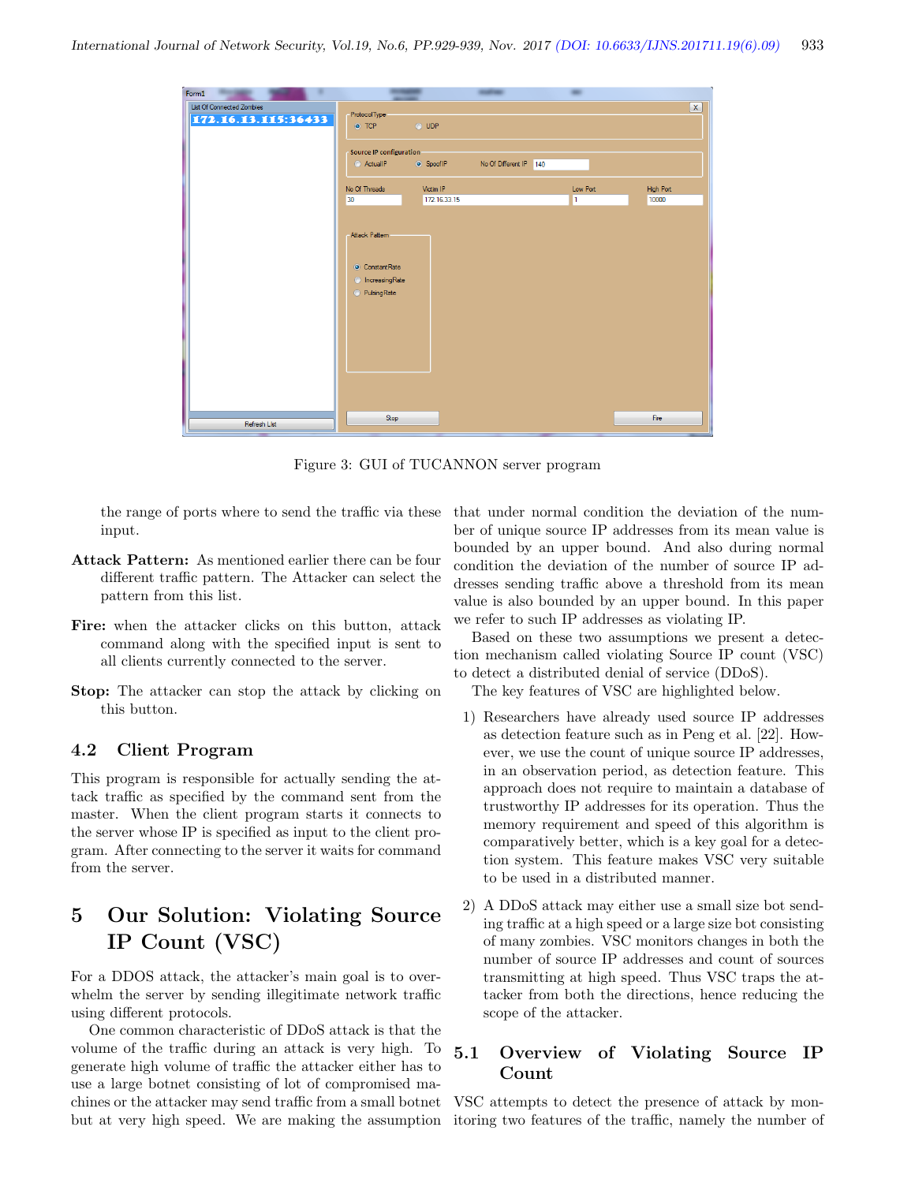Figure 3: GUI of TUCANNON server program

the range of ports where to send the traffic via these input.

**Attack Pattern:** As mentioned earlier there can be four different traffic pattern. The Attacker can select the pattern from this list.

**Fire:** when the attacker clicks on this button, attack command along with the specified input is sent to all clients currently connected to the server.

**Stop:** The attacker can stop the attack by clicking on this button.

### 4.2 Client Program

This program is responsible for actually sending the attack traffic as specified by the command sent from the master. When the client program starts it connects to the server whose IP is specified as input to the client program. After connecting to the server it waits for command from the server.

## 5 Our Solution: Violating Source IP Count (VSC)

For a DDOS attack, the attacker's main goal is to overwhelm the server by sending illegitimate network traffic using different protocols.

One common characteristic of DDoS attack is that the volume of the traffic during an attack is very high. To generate high volume of traffic the attacker either has to use a large botnet consisting of lot of compromised machines or the attacker may send traffic from a small botnet but at very high speed. We are making the assumption that under normal condition the deviation of the number of unique source IP addresses from its mean value is bounded by an upper bound. And also during normal condition the deviation of the number of source IP addresses sending traffic above a threshold from its mean value is also bounded by an upper bound. In this paper we refer to such IP addresses as violating IP.

Based on these two assumptions we present a detection mechanism called violating Source IP count (VSC) to detect a distributed denial of service (DDoS).

The key features of VSC are highlighted below.

1) Researchers have already used source IP addresses as detection feature such as in Peng et al. [22]. However, we use the count of unique source IP addresses, in an observation period, as detection feature. This approach does not require to maintain a database of trustworthy IP addresses for its operation. Thus the memory requirement and speed of this algorithm is comparatively better, which is a key goal for a detection system. This feature makes VSC very suitable to be used in a distributed manner.

2) A DDoS attack may either use a small size bot sending traffic at a high speed or a large size bot consisting of many zombies. VSC monitors changes in both the number of source IP addresses and count of sources transmitting at high speed. Thus VSC traps the attacker from both the directions, hence reducing the scope of the attacker.

### 5.1 Overview of Violating Source IP Count

VSC attempts to detect the presence of attack by monitoring two features of the traffic, namely the number of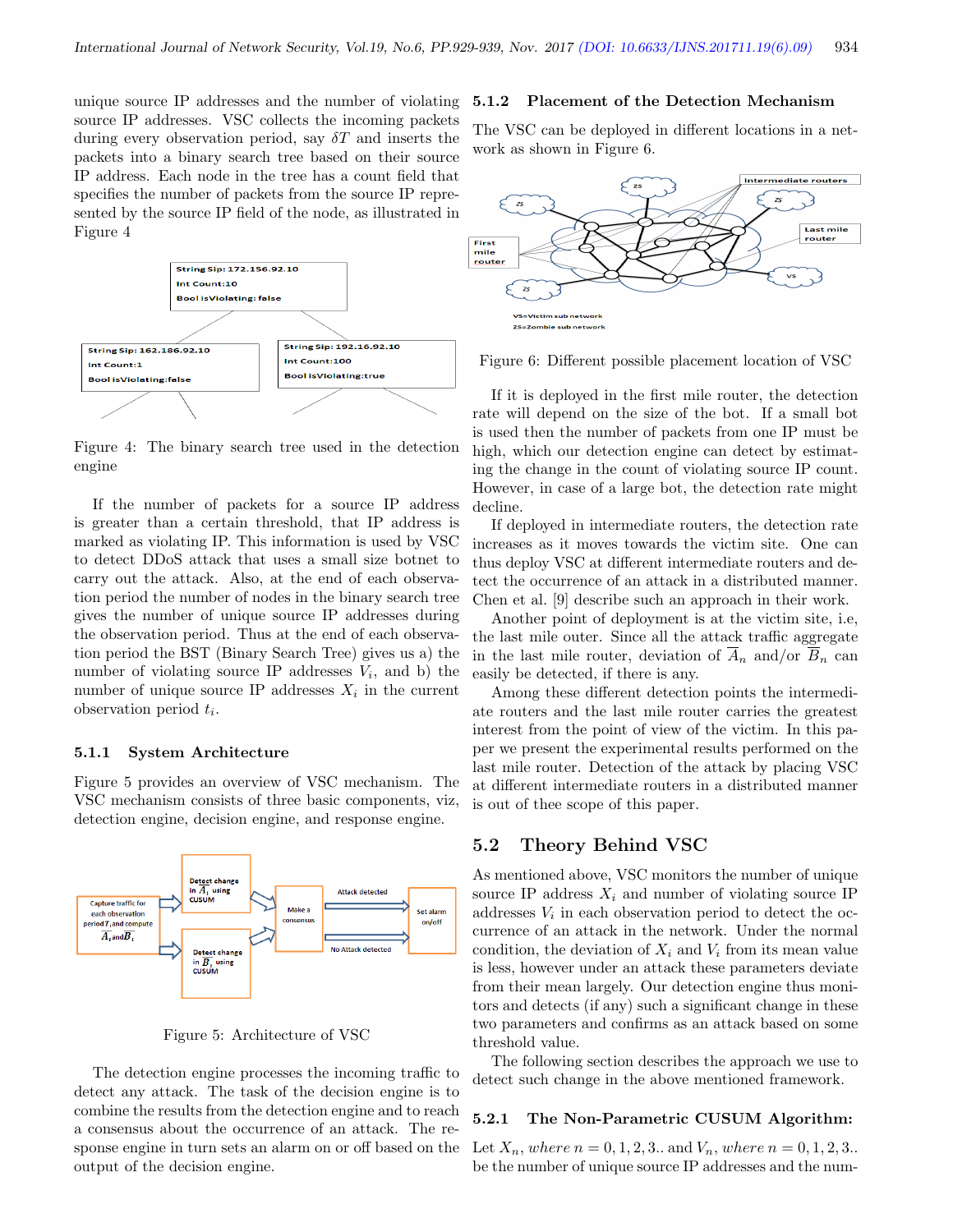unique source IP addresses and the number of violating source IP addresses. VSC collects the incoming packets during every observation period, say $\delta T$ and inserts the packets into a binary search tree based on their source IP address. Each node in the tree has a count field that specifies the number of packets from the source IP represented by the source IP field of the node, as illustrated in Figure 4

Figure 4: The binary search tree used in the detection engine

If the number of packets for a source IP address is greater than a certain threshold, that IP address is marked as violating IP. This information is used by VSC to detect DDoS attack that uses a small size botnet to carry out the attack. Also, at the end of each observation period the number of nodes in the binary search tree gives the number of unique source IP addresses during the observation period. Thus at the end of each observation period the BST (Binary Search Tree) gives us a) the number of violating source IP addresses $V_i$, and b) the number of unique source IP addresses $X_i$ in the current observation period $t_i$.

### 5.1.1 System Architecture

Figure 5 provides an overview of VSC mechanism. The VSC mechanism consists of three basic components, viz, detection engine, decision engine, and response engine.

Figure 5: Architecture of VSC

The detection engine processes the incoming traffic to detect any attack. The task of the decision engine is to combine the results from the detection engine and to reach a consensus about the occurrence of an attack. The response engine in turn sets an alarm on or off based on the output of the decision engine.

### 5.1.2 Placement of the Detection Mechanism

The VSC can be deployed in different locations in a network as shown in Figure 6.

Figure 6: Different possible placement location of VSC

If it is deployed in the first mile router, the detection rate will depend on the size of the bot. If a small bot is used then the number of packets from one IP must be high, which our detection engine can detect by estimating the change in the count of violating source IP count. However, in case of a large bot, the detection rate might decline.

If deployed in intermediate routers, the detection rate increases as it moves towards the victim site. One can thus deploy VSC at different intermediate routers and detect the occurrence of an attack in a distributed manner. Chen et al. [9] describe such an approach in their work.

Another point of deployment is at the victim site, i.e, the last mile outer. Since all the attack traffic aggregate in the last mile router, deviation of $\overline{A}_n$ and/or $\overline{B}_n$ can easily be detected, if there is any.

Among these different detection points the intermediate routers and the last mile router carries the greatest interest from the point of view of the victim. In this paper we present the experimental results performed on the last mile router. Detection of the attack by placing VSC at different intermediate routers in a distributed manner is out of thee scope of this paper.

## 5.2 Theory Behind VSC

As mentioned above, VSC monitors the number of unique source IP address $X_i$ and number of violating source IP addresses $V_i$ in each observation period to detect the occurrence of an attack in the network. Under the normal condition, the deviation of $X_i$ and $V_i$ from its mean value is less, however under an attack these parameters deviate from their mean largely. Our detection engine thus monitors and detects (if any) such a significant change in these two parameters and confirms as an attack based on some threshold value.

The following section describes the approach we use to detect such change in the above mentioned framework.

### 5.2.1 The Non-Parametric CUSUM Algorithm:

Let $X_n$, $where\ n = 0, 1, 2, 3..$ and $V_n$, $where\ n = 0, 1, 2, 3..$ be the number of unique source IP addresses and the num-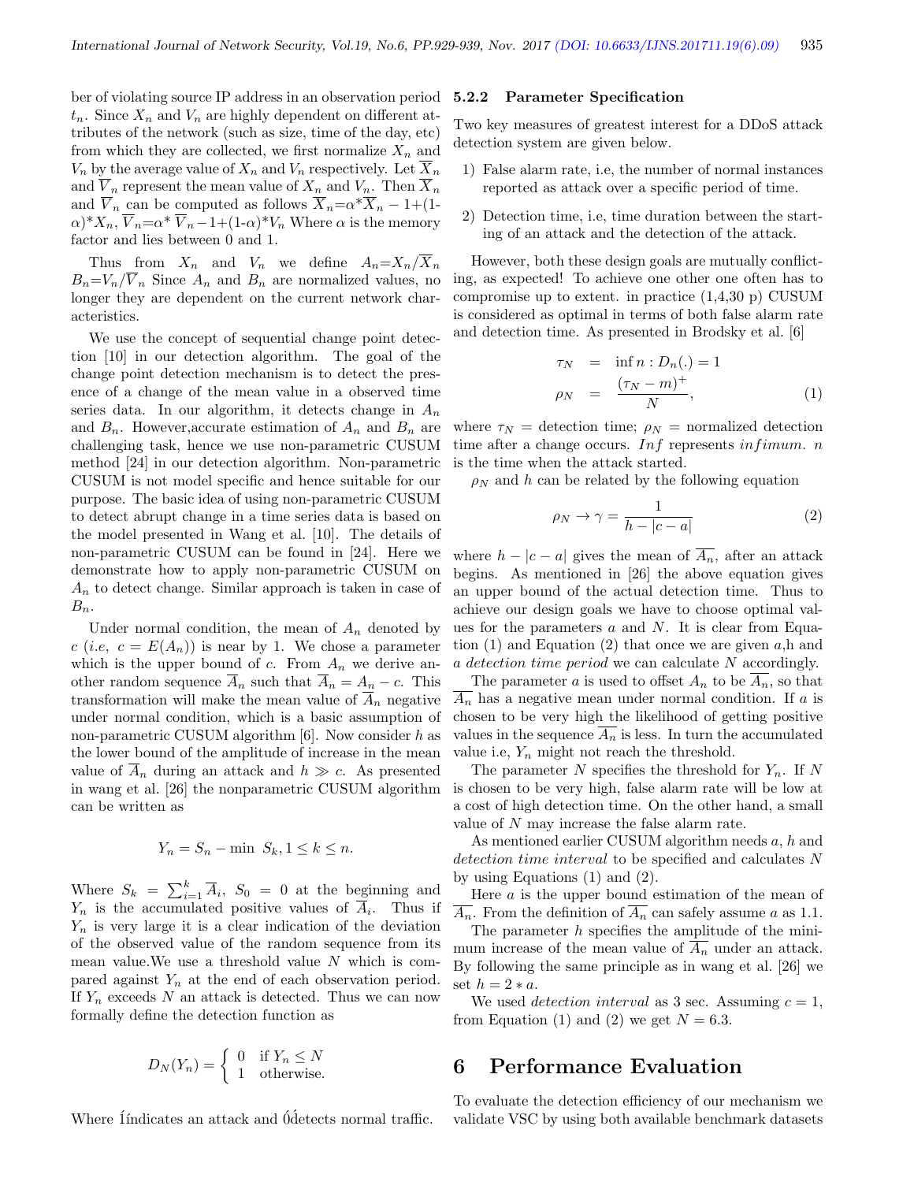ber of violating source IP address in an observation period $t_n$. Since $X_n$ and $V_n$ are highly dependent on different attributes of the network (such as size, time of the day, etc) from which they are collected, we first normalize $X_n$ and $V_n$ by the average value of $X_n$ and $V_n$ respectively. Let $\overline{X}_n$ and $\overline{V}_n$ represent the mean value of $X_n$ and $V_n$. Then $\overline{X}_n$ and $\overline{V}_n$ can be computed as follows $\overline{X}_n$=$\alpha$*$\overline{X}_n-1$+(1-$\alpha$)*$X_n$, $\overline{V}_n$=$\alpha$* $\overline{V}_n-1$+(1-$\alpha$)*$V_n$ Where $\alpha$ is the memory factor and lies between 0 and 1.

Thus from $X_n$ and $V_n$ we define $A_n$=$X_n/\overline{X}_n$ $B_n$=$V_n/\overline{V}_n$ Since $A_n$ and $B_n$ are normalized values, no longer they are dependent on the current network characteristics.

We use the concept of sequential change point detection [10] in our detection algorithm. The goal of the change point detection mechanism is to detect the presence of a change of the mean value in a observed time series data. In our algorithm, it detects change in $A_n$ and $B_n$. However,accurate estimation of $A_n$ and $B_n$ are challenging task, hence we use non-parametric CUSUM method [24] in our detection algorithm. Non-parametric CUSUM is not model specific and hence suitable for our purpose. The basic idea of using non-parametric CUSUM to detect abrupt change in a time series data is based on the model presented in Wang et al. [10]. The details of non-parametric CUSUM can be found in [24]. Here we demonstrate how to apply non-parametric CUSUM on $A_n$ to detect change. Similar approach is taken in case of $B_n$.

Under normal condition, the mean of $A_n$ denoted by $c$ (*i.e*, $c = E(A_n)$) is near by 1. We chose a parameter which is the upper bound of $c$. From $A_n$ we derive another random sequence $\overline{A}_n$ such that $\overline{A}_n = A_n - c$. This transformation will make the mean value of $\overline{A}_n$ negative under normal condition, which is a basic assumption of non-parametric CUSUM algorithm [6]. Now consider $h$ as the lower bound of the amplitude of increase in the mean value of $\overline{A}_n$ during an attack and $h \gg c$. As presented in wang et al. [26] the nonparametric CUSUM algorithm can be written as

$$Y_n = S_n - \min\ S_k, 1 \leq k \leq n.$$

Where $S_k = \sum_{i=1}^{k} \overline{A}_i$, $S_0 = 0$ at the beginning and $Y_n$ is the accumulated positive values of $\overline{A}_i$. Thus if $Y_n$ is very large it is a clear indication of the deviation of the observed value of the random sequence from its mean value.We use a threshold value $N$ which is compared against $Y_n$ at the end of each observation period. If $Y_n$ exceeds $N$ an attack is detected. Thus we can now formally define the detection function as

$$D_N(Y_n) = \begin{cases} 0 & \text{if } Y_n \leq N \\ 1 & \text{otherwise.} \end{cases}$$

Where Íindicates an attack and 0́detects normal traffic.

### 5.2.2 Parameter Specification

Two key measures of greatest interest for a DDoS attack detection system are given below.

1) False alarm rate, i.e, the number of normal instances reported as attack over a specific period of time.
2) Detection time, i.e, time duration between the starting of an attack and the detection of the attack.

However, both these design goals are mutually conflicting, as expected! To achieve one other one often has to compromise up to extent. in practice (1,4,30 p) CUSUM is considered as optimal in terms of both false alarm rate and detection time. As presented in Brodsky et al. [6]

$$\begin{aligned} \tau_N &= \inf n : D_n(.) = 1 \\ \rho_N &= \frac{(\tau_N - m)^+}{N}, \end{aligned} \tag{1}$$

where $\tau_N$ = detection time; $\rho_N$ = normalized detection time after a change occurs. $Inf$ represents *infimum*. $n$ is the time when the attack started.

$\rho_N$ and $h$ can be related by the following equation

$$\rho_N \rightarrow \gamma = \frac{1}{h - |c - a|} \tag{2}$$

where $h - |c - a|$ gives the mean of $\overline{A_n}$, after an attack begins. As mentioned in [26] the above equation gives an upper bound of the actual detection time. Thus to achieve our design goals we have to choose optimal values for the parameters $a$ and $N$. It is clear from Equation (1) and Equation (2) that once we are given $a$,h and *a detection time period* we can calculate $N$ accordingly.

The parameter $a$ is used to offset $A_n$ to be $\overline{A_n}$, so that $\overline{A_n}$ has a negative mean under normal condition. If $a$ is chosen to be very high the likelihood of getting positive values in the sequence $\overline{A_n}$ is less. In turn the accumulated value i.e, $Y_n$ might not reach the threshold.

The parameter $N$ specifies the threshold for $Y_n$. If $N$ is chosen to be very high, false alarm rate will be low at a cost of high detection time. On the other hand, a small value of $N$ may increase the false alarm rate.

As mentioned earlier CUSUM algorithm needs $a$, $h$ and *detection time interval* to be specified and calculates $N$ by using Equations (1) and (2).

Here $a$ is the upper bound estimation of the mean of $\overline{A_n}$. From the definition of $\overline{A_n}$ can safely assume $a$ as 1.1.

The parameter $h$ specifies the amplitude of the minimum increase of the mean value of $\overline{A_n}$ under an attack. By following the same principle as in wang et al. [26] we set $h = 2 * a$.

We used *detection interval* as 3 sec. Assuming $c = 1$, from Equation (1) and (2) we get $N = 6.3$.

# 6 Performance Evaluation

To evaluate the detection efficiency of our mechanism we validate VSC by using both available benchmark datasets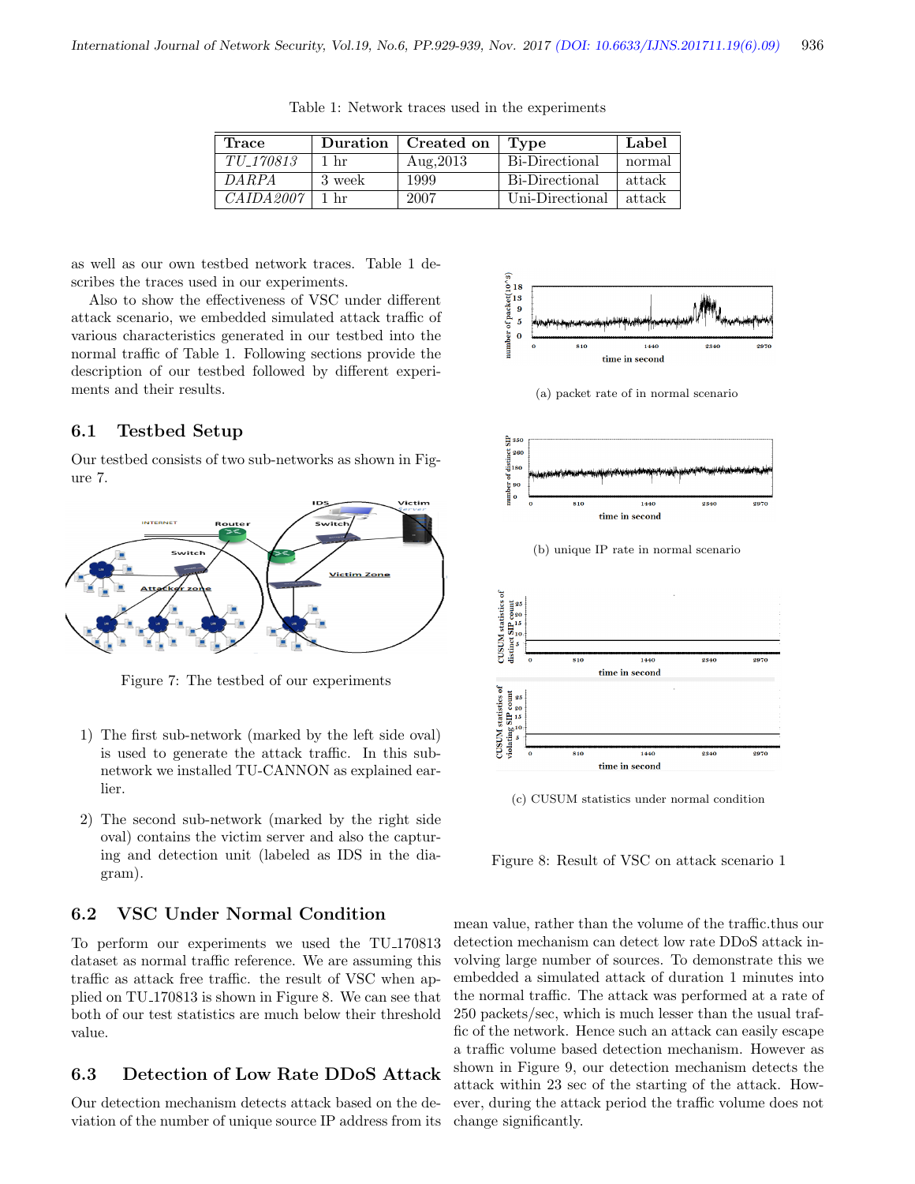Table 1: Network traces used in the experiments

| Trace | Duration | Created on | Type | Label |
|---|---|---|---|---|
| *TU_170813* | 1 hr | Aug,2013 | Bi-Directional | normal |
| *DARPA* | 3 week | 1999 | Bi-Directional | attack |
| *CAIDA2007* | 1 hr | 2007 | Uni-Directional | attack |

as well as our own testbed network traces. Table 1 describes the traces used in our experiments.

Also to show the effectiveness of VSC under different attack scenario, we embedded simulated attack traffic of various characteristics generated in our testbed into the normal traffic of Table 1. Following sections provide the description of our testbed followed by different experiments and their results.

## 6.1 Testbed Setup

Our testbed consists of two sub-networks as shown in Figure 7.

Figure 7: The testbed of our experiments

1) The first sub-network (marked by the left side oval) is used to generate the attack traffic. In this sub-network we installed TU-CANNON as explained earlier.

2) The second sub-network (marked by the right side oval) contains the victim server and also the capturing and detection unit (labeled as IDS in the diagram).

## 6.2 VSC Under Normal Condition

To perform our experiments we used the TU_170813 dataset as normal traffic reference. We are assuming this traffic as attack free traffic. the result of VSC when applied on TU_170813 is shown in Figure 8. We can see that both of our test statistics are much below their threshold value.

## 6.3 Detection of Low Rate DDoS Attack

Our detection mechanism detects attack based on the deviation of the number of unique source IP address from its mean value, rather than the volume of the traffic.thus our detection mechanism can detect low rate DDoS attack involving large number of sources. To demonstrate this we embedded a simulated attack of duration 1 minutes into the normal traffic. The attack was performed at a rate of 250 packets/sec, which is much lesser than the usual traffic of the network. Hence such an attack can easily escape a traffic volume based detection mechanism. However as shown in Figure 9, our detection mechanism detects the attack within 23 sec of the starting of the attack. However, during the attack period the traffic volume does not change significantly.

(a) packet rate of in normal scenario

(b) unique IP rate in normal scenario

(c) CUSUM statistics under normal condition

Figure 8: Result of VSC on attack scenario 1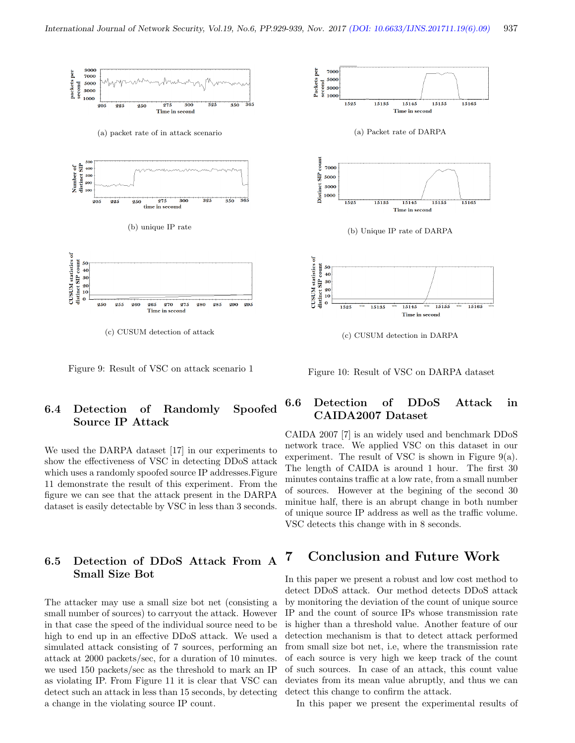(a) packet rate of in attack scenario

(b) unique IP rate

(c) CUSUM detection of attack

Figure 9: Result of VSC on attack scenario 1

(a) Packet rate of DARPA

(b) Unique IP rate of DARPA

(c) CUSUM detection in DARPA

Figure 10: Result of VSC on DARPA dataset

### 6.4 Detection of Randomly Spoofed Source IP Attack

We used the DARPA dataset [17] in our experiments to show the effectiveness of VSC in detecting DDoS attack which uses a randomly spoofed source IP addresses.Figure 11 demonstrate the result of this experiment. From the figure we can see that the attack present in the DARPA dataset is easily detectable by VSC in less than 3 seconds.

### 6.5 Detection of DDoS Attack From A Small Size Bot

The attacker may use a small size bot net (consisting a small number of sources) to carryout the attack. However in that case the speed of the individual source need to be high to end up in an effective DDoS attack. We used a simulated attack consisting of 7 sources, performing an attack at 2000 packets/sec, for a duration of 10 minutes. we used 150 packets/sec as the threshold to mark an IP as violating IP. From Figure 11 it is clear that VSC can detect such an attack in less than 15 seconds, by detecting a change in the violating source IP count.

### 6.6 Detection of DDoS Attack in CAIDA2007 Dataset

CAIDA 2007 [7] is an widely used and benchmark DDoS network trace. We applied VSC on this dataset in our experiment. The result of VSC is shown in Figure 9(a). The length of CAIDA is around 1 hour. The first 30 minutes contains traffic at a low rate, from a small number of sources. However at the begining of the second 30 minitue half, there is an abrupt change in both number of unique source IP address as well as the traffic volume. VSC detects this change with in 8 seconds.

## 7 Conclusion and Future Work

In this paper we present a robust and low cost method to detect DDoS attack. Our method detects DDoS attack by monitoring the deviation of the count of unique source IP and the count of source IPs whose transmission rate is higher than a threshold value. Another feature of our detection mechanism is that to detect attack performed from small size bot net, i.e, where the transmission rate of each source is very high we keep track of the count of such sources. In case of an attack, this count value deviates from its mean value abruptly, and thus we can detect this change to confirm the attack.

In this paper we present the experimental results of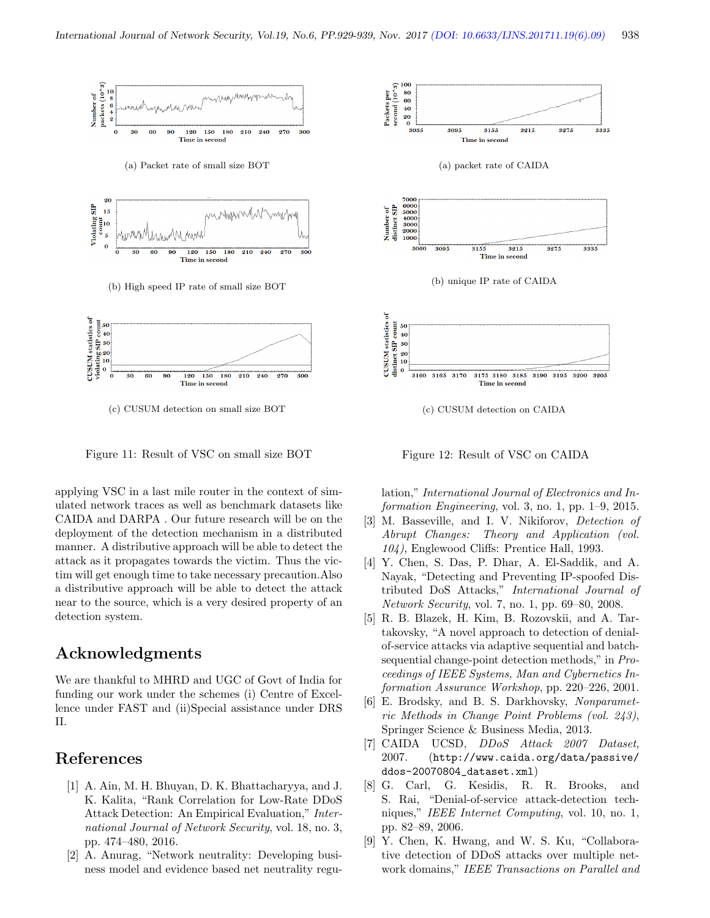(a) Packet rate of small size BOT

(b) High speed IP rate of small size BOT

(c) CUSUM detection on small size BOT

Figure 11: Result of VSC on small size BOT

(a) packet rate of CAIDA

(b) unique IP rate of CAIDA

(c) CUSUM detection on CAIDA

Figure 12: Result of VSC on CAIDA

applying VSC in a last mile router in the context of simulated network traces as well as benchmark datasets like CAIDA and DARPA . Our future research will be on the deployment of the detection mechanism in a distributed manner. A distributive approach will be able to detect the attack as it propagates towards the victim. Thus the victim will get enough time to take necessary precaution.Also a distributive approach will be able to detect the attack near to the source, which is a very desired property of an detection system.

# Acknowledgments

We are thankful to MHRD and UGC of Govt of India for funding our work under the schemes (i) Centre of Excellence under FAST and (ii)Special assistance under DRS II.

# References

[1] A. Ain, M. H. Bhuyan, D. K. Bhattacharyya, and J. K. Kalita, "Rank Correlation for Low-Rate DDoS Attack Detection: An Empirical Evaluation," *International Journal of Network Security*, vol. 18, no. 3, pp. 474–480, 2016.

[2] A. Anurag, "Network neutrality: Developing business model and evidence based net neutrality regulation," *International Journal of Electronics and Information Engineering*, vol. 3, no. 1, pp. 1–9, 2015.

[3] M. Basseville, and I. V. Nikiforov, *Detection of Abrupt Changes: Theory and Application (vol. 104)*, Englewood Cliffs: Prentice Hall, 1993.

[4] Y. Chen, S. Das, P. Dhar, A. El-Saddik, and A. Nayak, "Detecting and Preventing IP-spoofed Distributed DoS Attacks," *International Journal of Network Security*, vol. 7, no. 1, pp. 69–80, 2008.

[5] R. B. Blazek, H. Kim, B. Rozovskii, and A. Tartakovsky, "A novel approach to detection of denial-of-service attacks via adaptive sequential and batch-sequential change-point detection methods," in *Proceedings of IEEE Systems, Man and Cybernetics Information Assurance Workshop*, pp. 220–226, 2001.

[6] E. Brodsky, and B. S. Darkhovsky, *Nonparametric Methods in Change Point Problems (vol. 243)*, Springer Science & Business Media, 2013.

[7] CAIDA UCSD, *DDoS Attack 2007 Dataset*, 2007. (http://www.caida.org/data/passive/ddos-20070804_dataset.xml)

[8] G. Carl, G. Kesidis, R. R. Brooks, and S. Rai, "Denial-of-service attack-detection techniques," *IEEE Internet Computing*, vol. 10, no. 1, pp. 82–89, 2006.

[9] Y. Chen, K. Hwang, and W. S. Ku, "Collaborative detection of DDoS attacks over multiple network domains," *IEEE Transactions on Parallel and*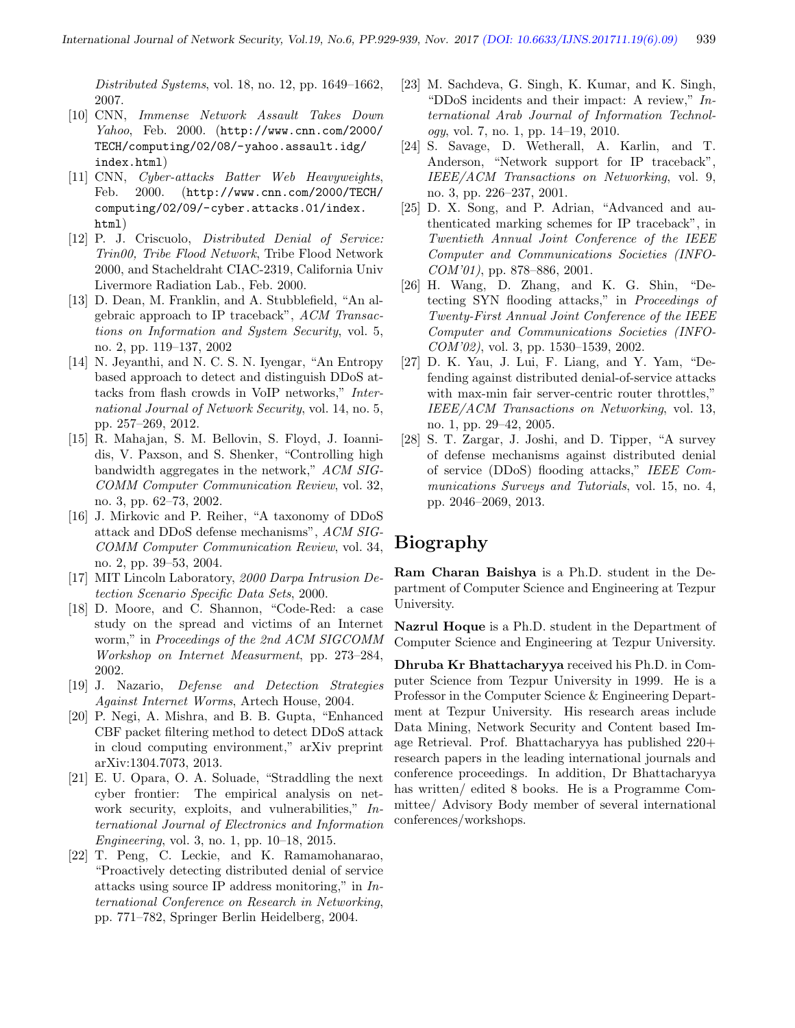*Distributed Systems*, vol. 18, no. 12, pp. 1649–1662, 2007.

[10] CNN, *Immense Network Assault Takes Down Yahoo*, Feb. 2000. (`http://www.cnn.com/2000/TECH/computing/02/08/-yahoo.assault.idg/index.html`)

[11] CNN, *Cyber-attacks Batter Web Heavyweights*, Feb. 2000. (`http://www.cnn.com/2000/TECH/computing/02/09/-cyber.attacks.01/index.html`)

[12] P. J. Criscuolo, *Distributed Denial of Service: Trin00, Tribe Flood Network*, Tribe Flood Network 2000, and Stacheldraht CIAC-2319, California Univ Livermore Radiation Lab., Feb. 2000.

[13] D. Dean, M. Franklin, and A. Stubblefield, "An algebraic approach to IP traceback", *ACM Transactions on Information and System Security*, vol. 5, no. 2, pp. 119–137, 2002

[14] N. Jeyanthi, and N. C. S. N. Iyengar, "An Entropy based approach to detect and distinguish DDoS attacks from flash crowds in VoIP networks," *International Journal of Network Security*, vol. 14, no. 5, pp. 257–269, 2012.

[15] R. Mahajan, S. M. Bellovin, S. Floyd, J. Ioannidis, V. Paxson, and S. Shenker, "Controlling high bandwidth aggregates in the network," *ACM SIGCOMM Computer Communication Review*, vol. 32, no. 3, pp. 62–73, 2002.

[16] J. Mirkovic and P. Reiher, "A taxonomy of DDoS attack and DDoS defense mechanisms", *ACM SIGCOMM Computer Communication Review*, vol. 34, no. 2, pp. 39–53, 2004.

[17] MIT Lincoln Laboratory, *2000 Darpa Intrusion Detection Scenario Specific Data Sets*, 2000.

[18] D. Moore, and C. Shannon, "Code-Red: a case study on the spread and victims of an Internet worm," in *Proceedings of the 2nd ACM SIGCOMM Workshop on Internet Measurment*, pp. 273–284, 2002.

[19] J. Nazario, *Defense and Detection Strategies Against Internet Worms*, Artech House, 2004.

[20] P. Negi, A. Mishra, and B. B. Gupta, "Enhanced CBF packet filtering method to detect DDoS attack in cloud computing environment," arXiv preprint arXiv:1304.7073, 2013.

[21] E. U. Opara, O. A. Soluade, "Straddling the next cyber frontier: The empirical analysis on network security, exploits, and vulnerabilities," *International Journal of Electronics and Information Engineering*, vol. 3, no. 1, pp. 10–18, 2015.

[22] T. Peng, C. Leckie, and K. Ramamohanarao, "Proactively detecting distributed denial of service attacks using source IP address monitoring," in *International Conference on Research in Networking*, pp. 771–782, Springer Berlin Heidelberg, 2004.

[23] M. Sachdeva, G. Singh, K. Kumar, and K. Singh, "DDoS incidents and their impact: A review," *International Arab Journal of Information Technology*, vol. 7, no. 1, pp. 14–19, 2010.

[24] S. Savage, D. Wetherall, A. Karlin, and T. Anderson, "Network support for IP traceback", *IEEE/ACM Transactions on Networking*, vol. 9, no. 3, pp. 226–237, 2001.

[25] D. X. Song, and P. Adrian, "Advanced and authenticated marking schemes for IP traceback", in *Twentieth Annual Joint Conference of the IEEE Computer and Communications Societies (INFOCOM'01)*, pp. 878–886, 2001.

[26] H. Wang, D. Zhang, and K. G. Shin, "Detecting SYN flooding attacks," in *Proceedings of Twenty-First Annual Joint Conference of the IEEE Computer and Communications Societies (INFOCOM'02)*, vol. 3, pp. 1530–1539, 2002.

[27] D. K. Yau, J. Lui, F. Liang, and Y. Yam, "Defending against distributed denial-of-service attacks with max-min fair server-centric router throttles," *IEEE/ACM Transactions on Networking*, vol. 13, no. 1, pp. 29–42, 2005.

[28] S. T. Zargar, J. Joshi, and D. Tipper, "A survey of defense mechanisms against distributed denial of service (DDoS) flooding attacks," *IEEE Communications Surveys and Tutorials*, vol. 15, no. 4, pp. 2046–2069, 2013.

# Biography

**Ram Charan Baishya** is a Ph.D. student in the Department of Computer Science and Engineering at Tezpur University.

**Nazrul Hoque** is a Ph.D. student in the Department of Computer Science and Engineering at Tezpur University.

**Dhruba Kr Bhattacharyya** received his Ph.D. in Computer Science from Tezpur University in 1999. He is a Professor in the Computer Science & Engineering Department at Tezpur University. His research areas include Data Mining, Network Security and Content based Image Retrieval. Prof. Bhattacharyya has published 220+ research papers in the leading international journals and conference proceedings. In addition, Dr Bhattacharyya has written/ edited 8 books. He is a Programme Committee/ Advisory Body member of several international conferences/workshops.